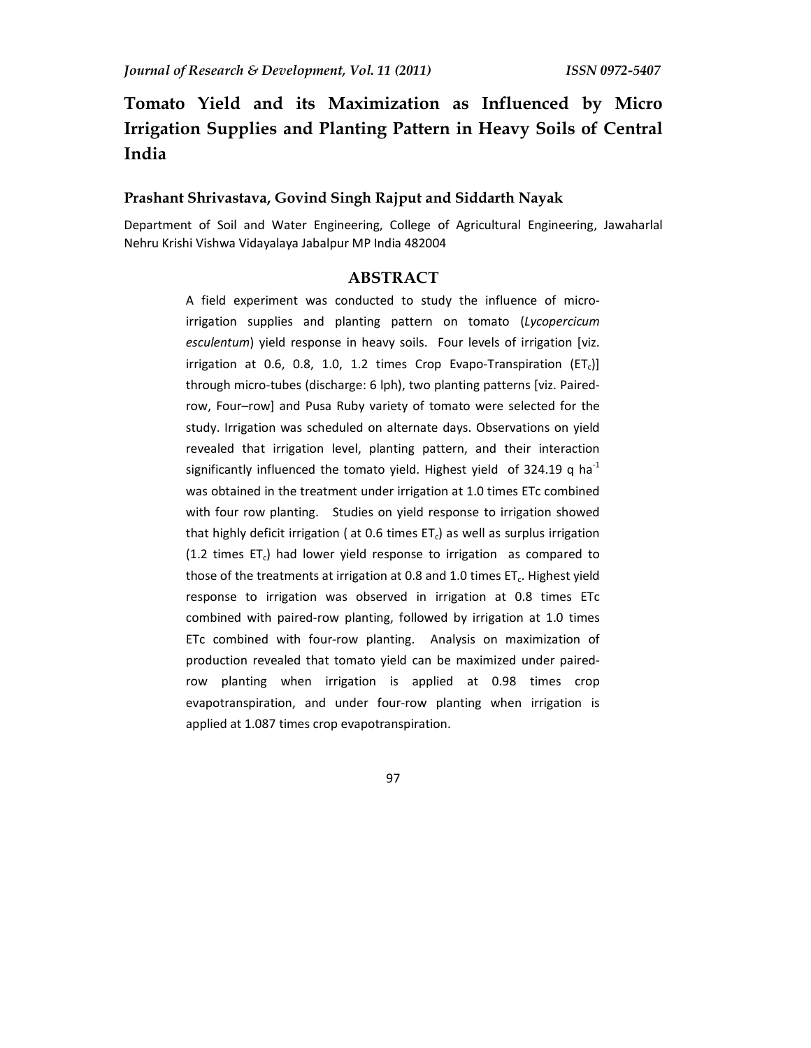# Tomato Yield and its Maximization as Influenced by Micro Irrigation Supplies and Planting Pattern in Heavy Soils of Central India

**Prashant Shrivastava, Govind Singh Rajput and Siddarth Nayak**

Department of Soil and Water Engineering, College of Agricultural Engineering, Jawaharlal Nehru Krishi Vishwa Vidayalaya Jabalpur MP India 482004

## ABSTRACT

A field experiment was conducted to study the influence of micro-irrigation supplies and planting pattern on tomato (*Lycopercicum esculentum*) yield response in heavy soils. Four levels of irrigation [viz. irrigation at 0.6, 0.8, 1.0, 1.2 times Crop Evapo-Transpiration ($ET_c$)] through micro-tubes (discharge: 6 lph), two planting patterns [viz. Paired-row, Four–row] and Pusa Ruby variety of tomato were selected for the study. Irrigation was scheduled on alternate days. Observations on yield revealed that irrigation level, planting pattern, and their interaction significantly influenced the tomato yield. Highest yield of 324.19 q $ha^{-1}$ was obtained in the treatment under irrigation at 1.0 times ETc combined with four row planting. Studies on yield response to irrigation showed that highly deficit irrigation ( at 0.6 times $ET_c$) as well as surplus irrigation (1.2 times $ET_c$) had lower yield response to irrigation as compared to those of the treatments at irrigation at 0.8 and 1.0 times $ET_c$. Highest yield response to irrigation was observed in irrigation at 0.8 times ETc combined with paired-row planting, followed by irrigation at 1.0 times ETc combined with four-row planting. Analysis on maximization of production revealed that tomato yield can be maximized under paired-row planting when irrigation is applied at 0.98 times crop evapotranspiration, and under four-row planting when irrigation is applied at 1.087 times crop evapotranspiration.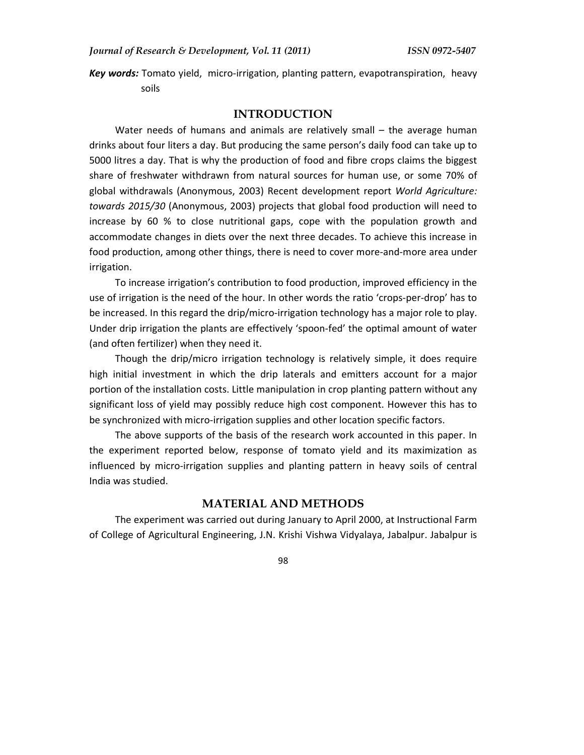***Key words:*** Tomato yield, micro-irrigation, planting pattern, evapotranspiration, heavy soils

## INTRODUCTION

Water needs of humans and animals are relatively small – the average human drinks about four liters a day. But producing the same person's daily food can take up to 5000 litres a day. That is why the production of food and fibre crops claims the biggest share of freshwater withdrawn from natural sources for human use, or some 70% of global withdrawals (Anonymous, 2003) Recent development report *World Agriculture: towards 2015/30* (Anonymous, 2003) projects that global food production will need to increase by 60 % to close nutritional gaps, cope with the population growth and accommodate changes in diets over the next three decades. To achieve this increase in food production, among other things, there is need to cover more-and-more area under irrigation.

To increase irrigation's contribution to food production, improved efficiency in the use of irrigation is the need of the hour. In other words the ratio 'crops-per-drop' has to be increased. In this regard the drip/micro-irrigation technology has a major role to play. Under drip irrigation the plants are effectively 'spoon-fed' the optimal amount of water (and often fertilizer) when they need it.

Though the drip/micro irrigation technology is relatively simple, it does require high initial investment in which the drip laterals and emitters account for a major portion of the installation costs. Little manipulation in crop planting pattern without any significant loss of yield may possibly reduce high cost component. However this has to be synchronized with micro-irrigation supplies and other location specific factors.

The above supports of the basis of the research work accounted in this paper. In the experiment reported below, response of tomato yield and its maximization as influenced by micro-irrigation supplies and planting pattern in heavy soils of central India was studied.

## MATERIAL AND METHODS

The experiment was carried out during January to April 2000, at Instructional Farm of College of Agricultural Engineering, J.N. Krishi Vishwa Vidyalaya, Jabalpur. Jabalpur is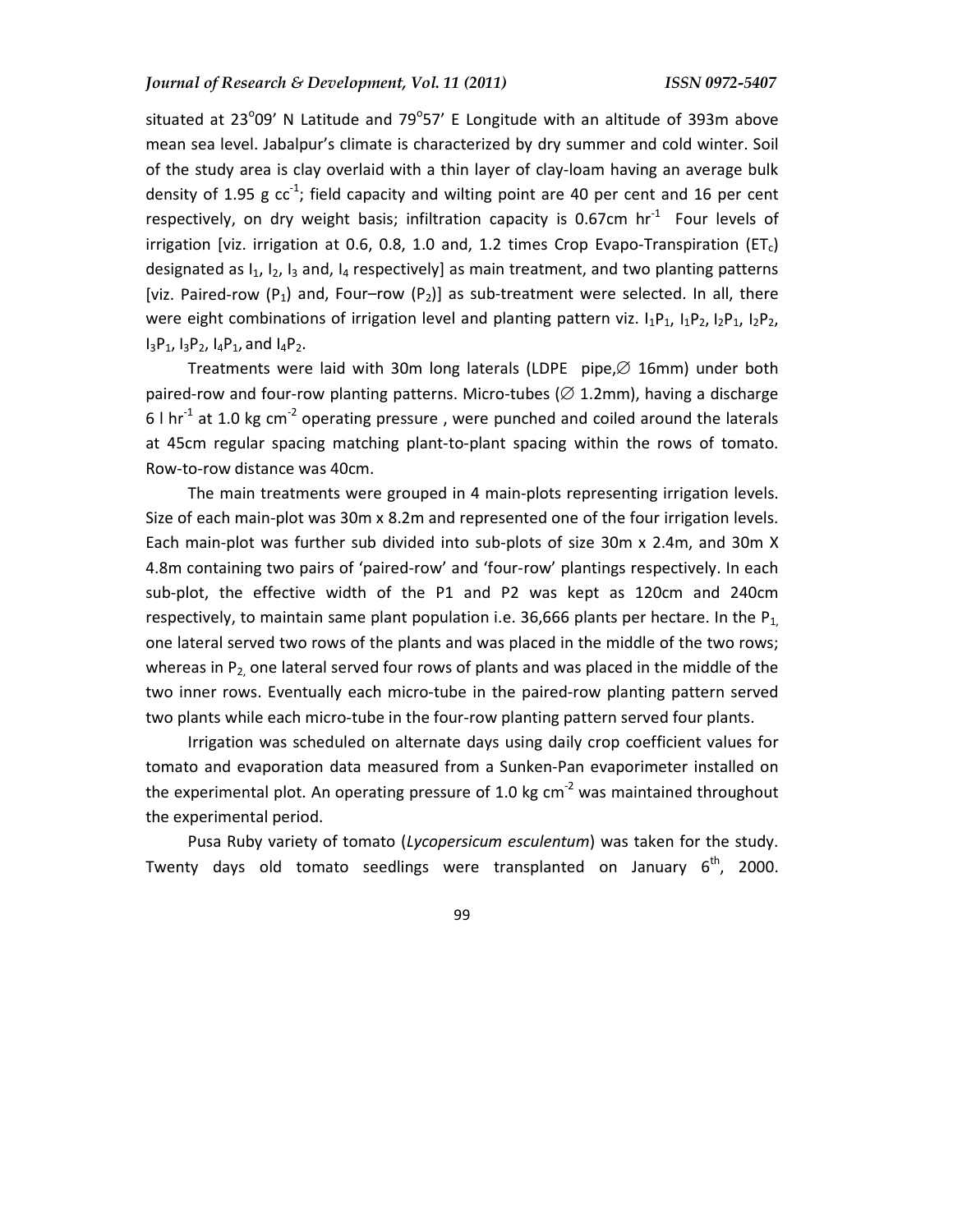situated at 23°09' N Latitude and 79°57' E Longitude with an altitude of 393m above mean sea level. Jabalpur's climate is characterized by dry summer and cold winter. Soil of the study area is clay overlaid with a thin layer of clay-loam having an average bulk density of 1.95 g $cc^{-1}$; field capacity and wilting point are 40 per cent and 16 per cent respectively, on dry weight basis; infiltration capacity is 0.67cm $hr^{-1}$ Four levels of irrigation [viz. irrigation at 0.6, 0.8, 1.0 and, 1.2 times Crop Evapo-Transpiration ($ET_c$) designated as $I_1$, $I_2$, $I_3$ and, $I_4$ respectively] as main treatment, and two planting patterns [viz. Paired-row ($P_1$) and, Four–row ($P_2$)] as sub-treatment were selected. In all, there were eight combinations of irrigation level and planting pattern viz. $I_1P_1$, $I_1P_2$, $I_2P_1$, $I_2P_2$, $I_3P_1$, $I_3P_2$, $I_4P_1$, and $I_4P_2$.

Treatments were laid with 30m long laterals (LDPE pipe,∅ 16mm) under both paired-row and four-row planting patterns. Micro-tubes (∅ 1.2mm), having a discharge 6 l $hr^{-1}$ at 1.0 kg $cm^{-2}$ operating pressure , were punched and coiled around the laterals at 45cm regular spacing matching plant-to-plant spacing within the rows of tomato. Row-to-row distance was 40cm.

The main treatments were grouped in 4 main-plots representing irrigation levels. Size of each main-plot was 30m x 8.2m and represented one of the four irrigation levels. Each main-plot was further sub divided into sub-plots of size 30m x 2.4m, and 30m X 4.8m containing two pairs of 'paired-row' and 'four-row' plantings respectively. In each sub-plot, the effective width of the P1 and P2 was kept as 120cm and 240cm respectively, to maintain same plant population i.e. 36,666 plants per hectare. In the $P_1$, one lateral served two rows of the plants and was placed in the middle of the two rows; whereas in $P_2$, one lateral served four rows of plants and was placed in the middle of the two inner rows. Eventually each micro-tube in the paired-row planting pattern served two plants while each micro-tube in the four-row planting pattern served four plants.

Irrigation was scheduled on alternate days using daily crop coefficient values for tomato and evaporation data measured from a Sunken-Pan evaporimeter installed on the experimental plot. An operating pressure of 1.0 kg $cm^{-2}$ was maintained throughout the experimental period.

Pusa Ruby variety of tomato (*Lycopersicum esculentum*) was taken for the study. Twenty days old tomato seedlings were transplanted on January 6th, 2000.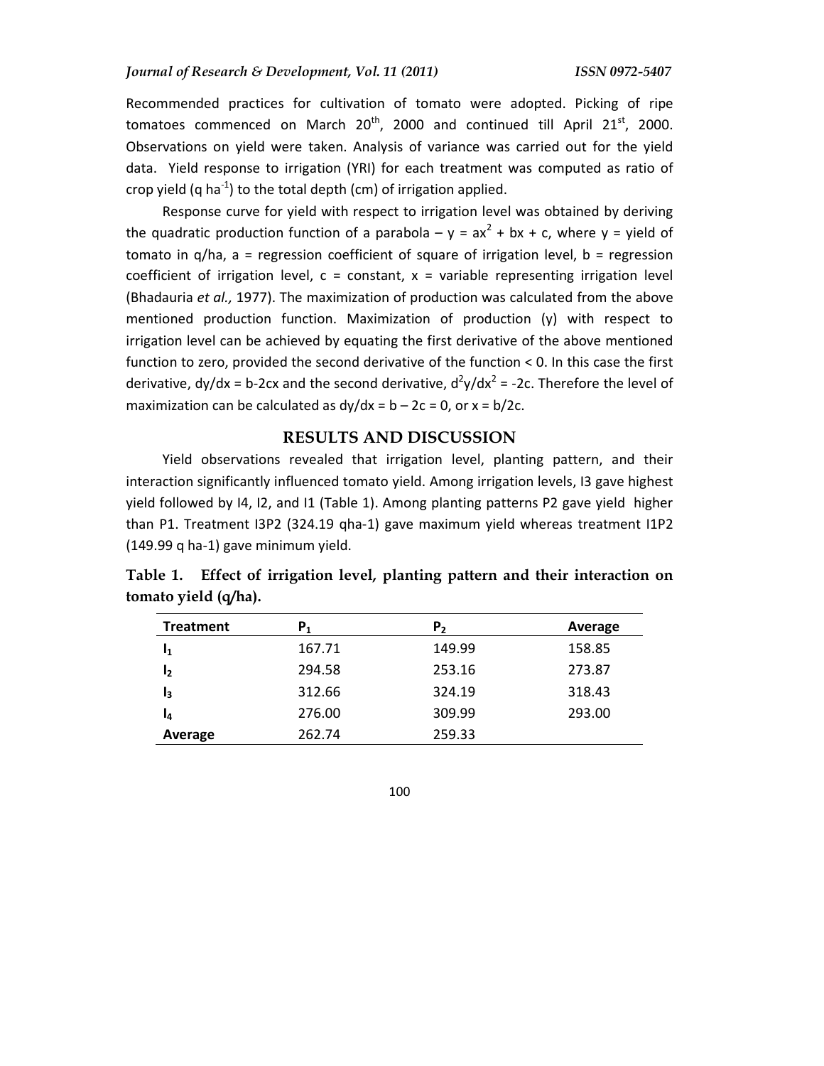Recommended practices for cultivation of tomato were adopted. Picking of ripe tomatoes commenced on March 20th, 2000 and continued till April 21st, 2000. Observations on yield were taken. Analysis of variance was carried out for the yield data. Yield response to irrigation (YRI) for each treatment was computed as ratio of crop yield (q $ha^{-1}$) to the total depth (cm) of irrigation applied.

Response curve for yield with respect to irrigation level was obtained by deriving the quadratic production function of a parabola – $y = ax^2 + bx + c$, where y = yield of tomato in q/ha, a = regression coefficient of square of irrigation level, b = regression coefficient of irrigation level, c = constant, x = variable representing irrigation level (Bhadauria *et al.,* 1977). The maximization of production was calculated from the above mentioned production function. Maximization of production (y) with respect to irrigation level can be achieved by equating the first derivative of the above mentioned function to zero, provided the second derivative of the function < 0. In this case the first derivative, $dy/dx = b-2cx$ and the second derivative, $d^2y/dx^2 = -2c$. Therefore the level of maximization can be calculated as $dy/dx = b - 2c = 0$, or $x = b/2c$.

## RESULTS AND DISCUSSION

Yield observations revealed that irrigation level, planting pattern, and their interaction significantly influenced tomato yield. Among irrigation levels, I3 gave highest yield followed by I4, I2, and I1 (Table 1). Among planting patterns P2 gave yield higher than P1. Treatment I3P2 (324.19 qha-1) gave maximum yield whereas treatment I1P2 (149.99 q ha-1) gave minimum yield.

**Table 1. Effect of irrigation level, planting pattern and their interaction on tomato yield (q/ha).**

| Treatment | $P_1$ | $P_2$ | Average |
|---|---|---|---|
| $I_1$ | 167.71 | 149.99 | 158.85 |
| $I_2$ | 294.58 | 253.16 | 273.87 |
| $I_3$ | 312.66 | 324.19 | 318.43 |
| $I_4$ | 276.00 | 309.99 | 293.00 |
| Average | 262.74 | 259.33 | |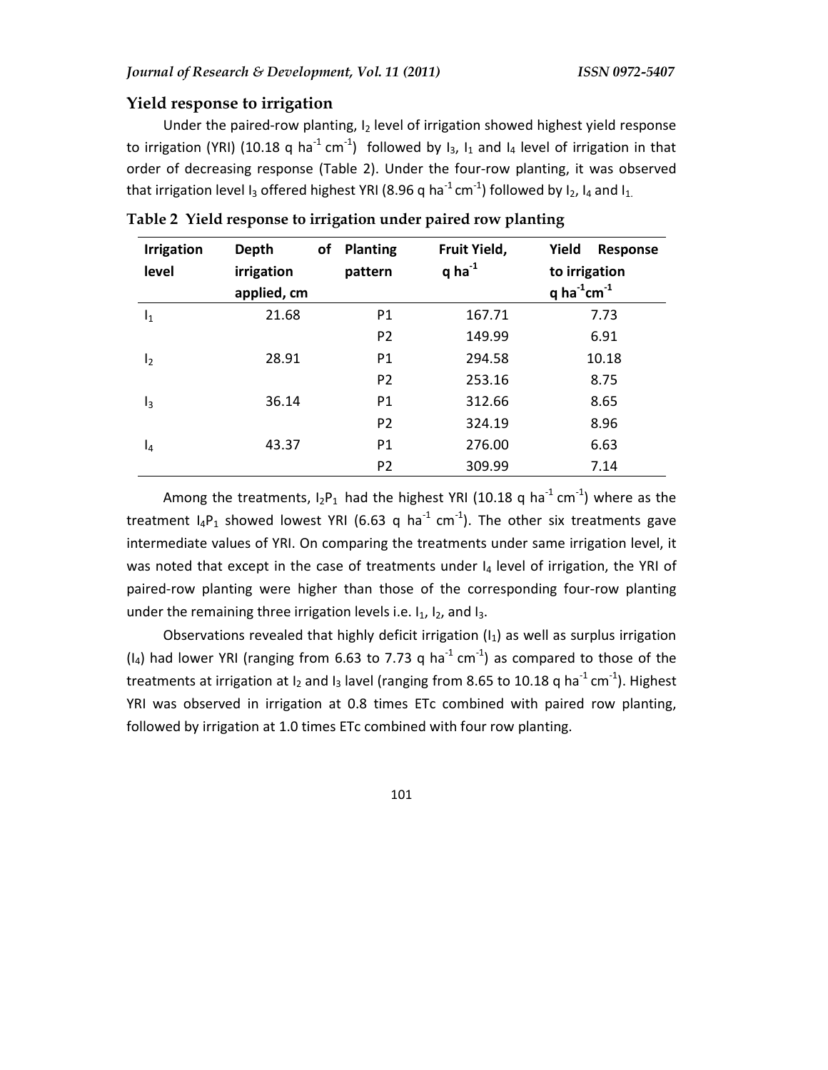## Yield response to irrigation

Under the paired-row planting, $I_2$ level of irrigation showed highest yield response to irrigation (YRI) (10.18 q ha$^{-1}$ cm$^{-1}$) followed by $I_3$, $I_1$ and $I_4$ level of irrigation in that order of decreasing response (Table 2). Under the four-row planting, it was observed that irrigation level $I_3$ offered highest YRI (8.96 q ha$^{-1}$ cm$^{-1}$) followed by $I_2$, $I_4$ and $I_1$.

**Table 2 Yield response to irrigation under paired row planting**

| Irrigation level | Depth of irrigation applied, cm | Planting pattern | Fruit Yield, q ha$^{-1}$ | Yield Response to irrigation q ha$^{-1}$cm$^{-1}$ |
|---|---|---|---|---|
| $I_1$ | 21.68 | P1 | 167.71 | 7.73 |
| | | P2 | 149.99 | 6.91 |
| $I_2$ | 28.91 | P1 | 294.58 | 10.18 |
| | | P2 | 253.16 | 8.75 |
| $I_3$ | 36.14 | P1 | 312.66 | 8.65 |
| | | P2 | 324.19 | 8.96 |
| $I_4$ | 43.37 | P1 | 276.00 | 6.63 |
| | | P2 | 309.99 | 7.14 |

Among the treatments, $I_2P_1$ had the highest YRI (10.18 q ha$^{-1}$ cm$^{-1}$) where as the treatment $I_4P_1$ showed lowest YRI (6.63 q ha$^{-1}$ cm$^{-1}$). The other six treatments gave intermediate values of YRI. On comparing the treatments under same irrigation level, it was noted that except in the case of treatments under $I_4$ level of irrigation, the YRI of paired-row planting were higher than those of the corresponding four-row planting under the remaining three irrigation levels i.e. $I_1$, $I_2$, and $I_3$.

Observations revealed that highly deficit irrigation ($I_1$) as well as surplus irrigation ($I_4$) had lower YRI (ranging from 6.63 to 7.73 q ha$^{-1}$ cm$^{-1}$) as compared to those of the treatments at irrigation at $I_2$ and $I_3$ lavel (ranging from 8.65 to 10.18 q ha$^{-1}$ cm$^{-1}$). Highest YRI was observed in irrigation at 0.8 times ETc combined with paired row planting, followed by irrigation at 1.0 times ETc combined with four row planting.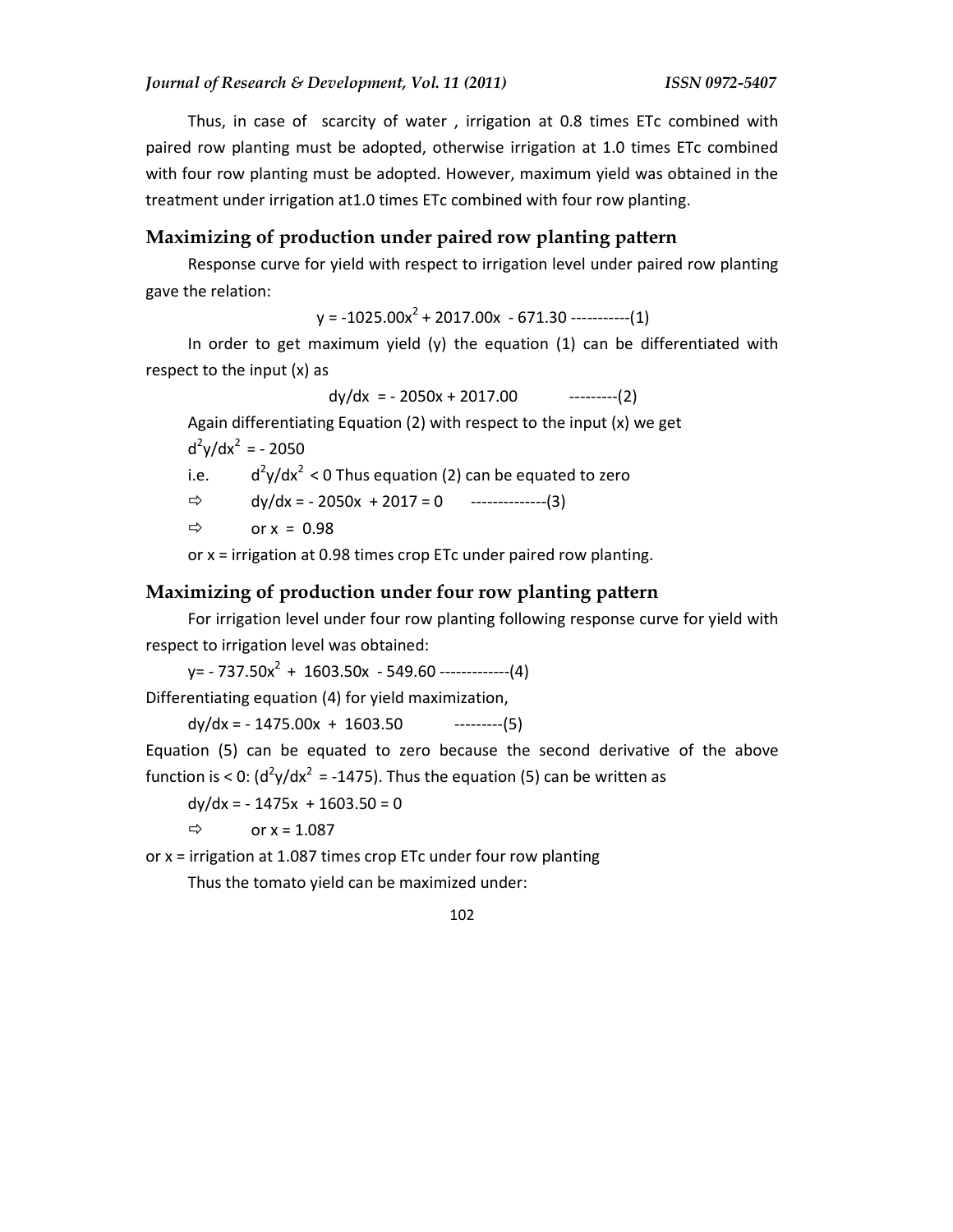Thus, in case of scarcity of water , irrigation at 0.8 times ETc combined with paired row planting must be adopted, otherwise irrigation at 1.0 times ETc combined with four row planting must be adopted. However, maximum yield was obtained in the treatment under irrigation at1.0 times ETc combined with four row planting.

## Maximizing of production under paired row planting pattern

Response curve for yield with respect to irrigation level under paired row planting gave the relation:

$$y = -1025.00x^2 + 2017.00x - 671.30 \text{ -----------(1)}$$

In order to get maximum yield (y) the equation (1) can be differentiated with respect to the input (x) as

$$dy/dx = - 2050x + 2017.00 \quad \text{---------(2)}$$

Again differentiating Equation (2) with respect to the input (x) we get

$d^2y/dx^2 = - 2050$

i.e. $d^2y/dx^2 < 0$ Thus equation (2) can be equated to zero

⇨ $dy/dx = - 2050x + 2017 = 0$ --------------(3)

⇨ or $x = 0.98$

or x = irrigation at 0.98 times crop ETc under paired row planting.

## Maximizing of production under four row planting pattern

For irrigation level under four row planting following response curve for yield with respect to irrigation level was obtained:

$y= - 737.50x^2 + 1603.50x - 549.60$ -------------(4)

Differentiating equation (4) for yield maximization,

$dy/dx = - 1475.00x + 1603.50$ ---------(5)

Equation (5) can be equated to zero because the second derivative of the above function is < 0: ($d^2y/dx^2 = -1475$). Thus the equation (5) can be written as

$dy/dx = - 1475x + 1603.50 = 0$

⇨ or $x = 1.087$

or x = irrigation at 1.087 times crop ETc under four row planting

Thus the tomato yield can be maximized under: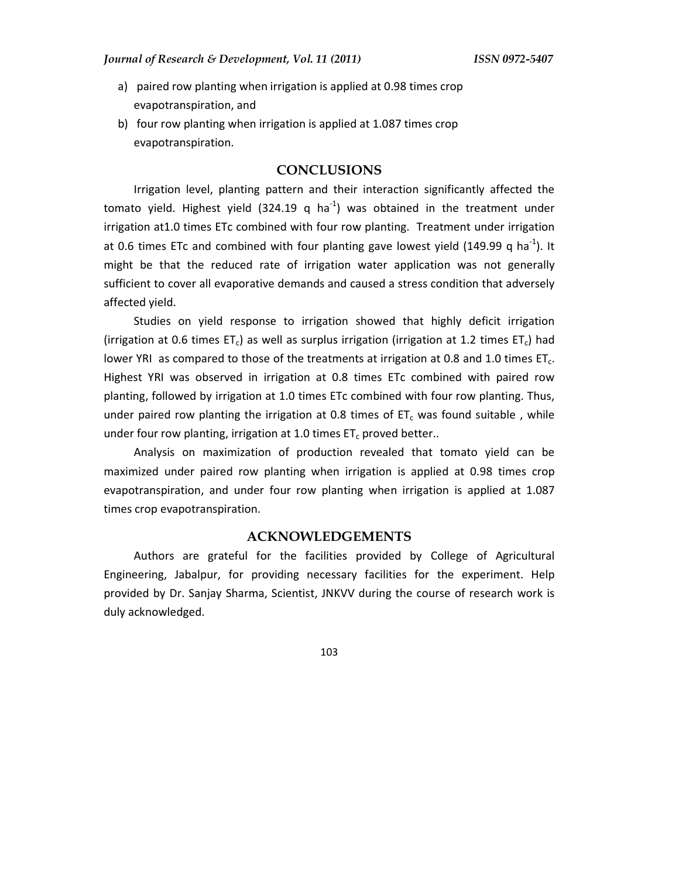a) paired row planting when irrigation is applied at 0.98 times crop evapotranspiration, and
b) four row planting when irrigation is applied at 1.087 times crop evapotranspiration.

## CONCLUSIONS

Irrigation level, planting pattern and their interaction significantly affected the tomato yield. Highest yield (324.19 q $ha^{-1}$) was obtained in the treatment under irrigation at1.0 times ETc combined with four row planting. Treatment under irrigation at 0.6 times ETc and combined with four planting gave lowest yield (149.99 q $ha^{-1}$). It might be that the reduced rate of irrigation water application was not generally sufficient to cover all evaporative demands and caused a stress condition that adversely affected yield.

Studies on yield response to irrigation showed that highly deficit irrigation (irrigation at 0.6 times $ET_c$) as well as surplus irrigation (irrigation at 1.2 times $ET_c$) had lower YRI as compared to those of the treatments at irrigation at 0.8 and 1.0 times $ET_c$. Highest YRI was observed in irrigation at 0.8 times ETc combined with paired row planting, followed by irrigation at 1.0 times ETc combined with four row planting. Thus, under paired row planting the irrigation at 0.8 times of $ET_c$ was found suitable , while under four row planting, irrigation at 1.0 times $ET_c$ proved better..

Analysis on maximization of production revealed that tomato yield can be maximized under paired row planting when irrigation is applied at 0.98 times crop evapotranspiration, and under four row planting when irrigation is applied at 1.087 times crop evapotranspiration.

## ACKNOWLEDGEMENTS

Authors are grateful for the facilities provided by College of Agricultural Engineering, Jabalpur, for providing necessary facilities for the experiment. Help provided by Dr. Sanjay Sharma, Scientist, JNKVV during the course of research work is duly acknowledged.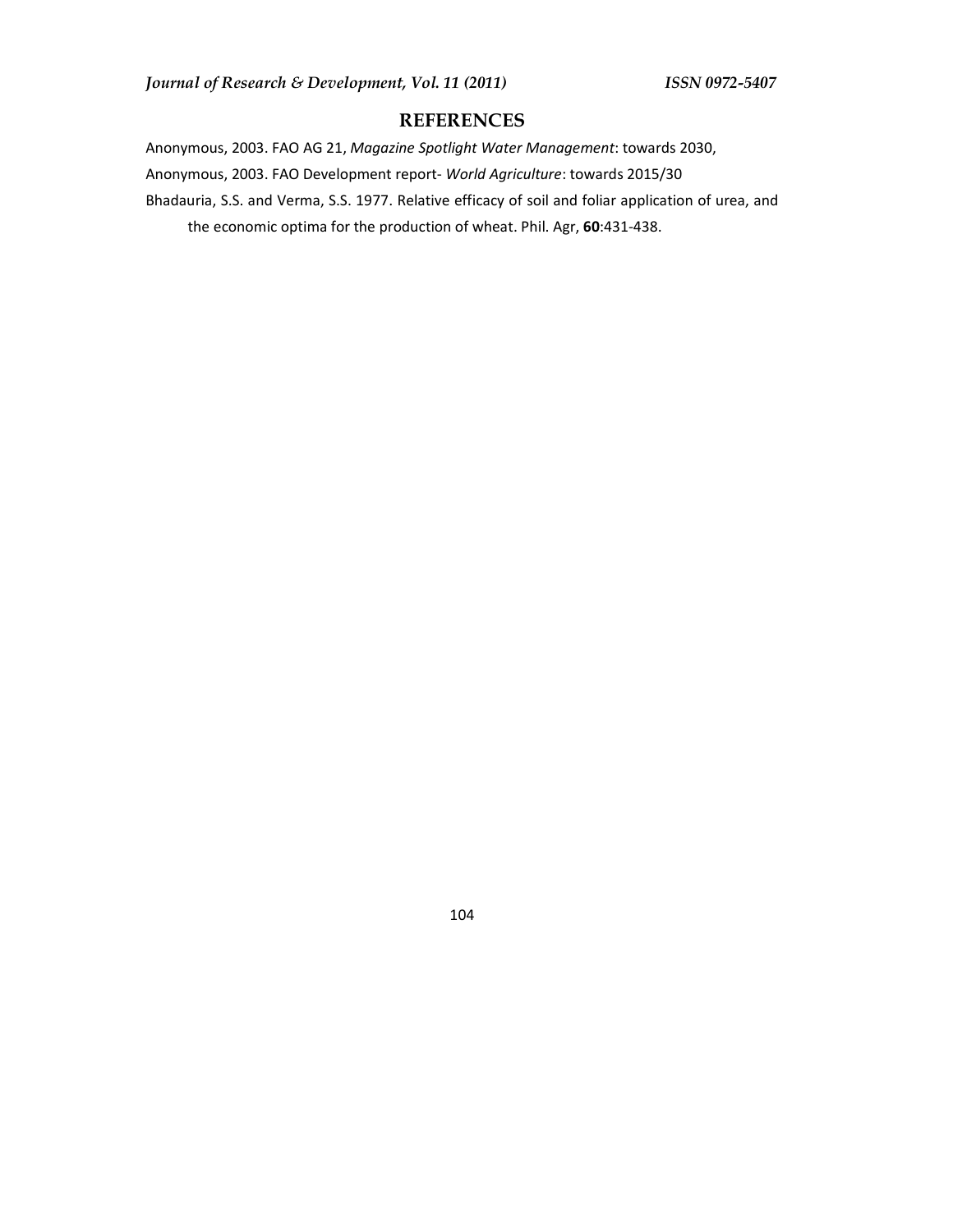## REFERENCES

Anonymous, 2003. FAO AG 21, *Magazine Spotlight Water Management*: towards 2030,

Anonymous, 2003. FAO Development report- *World Agriculture*: towards 2015/30

Bhadauria, S.S. and Verma, S.S. 1977. Relative efficacy of soil and foliar application of urea, and the economic optima for the production of wheat. Phil. Agr, **60**:431-438.